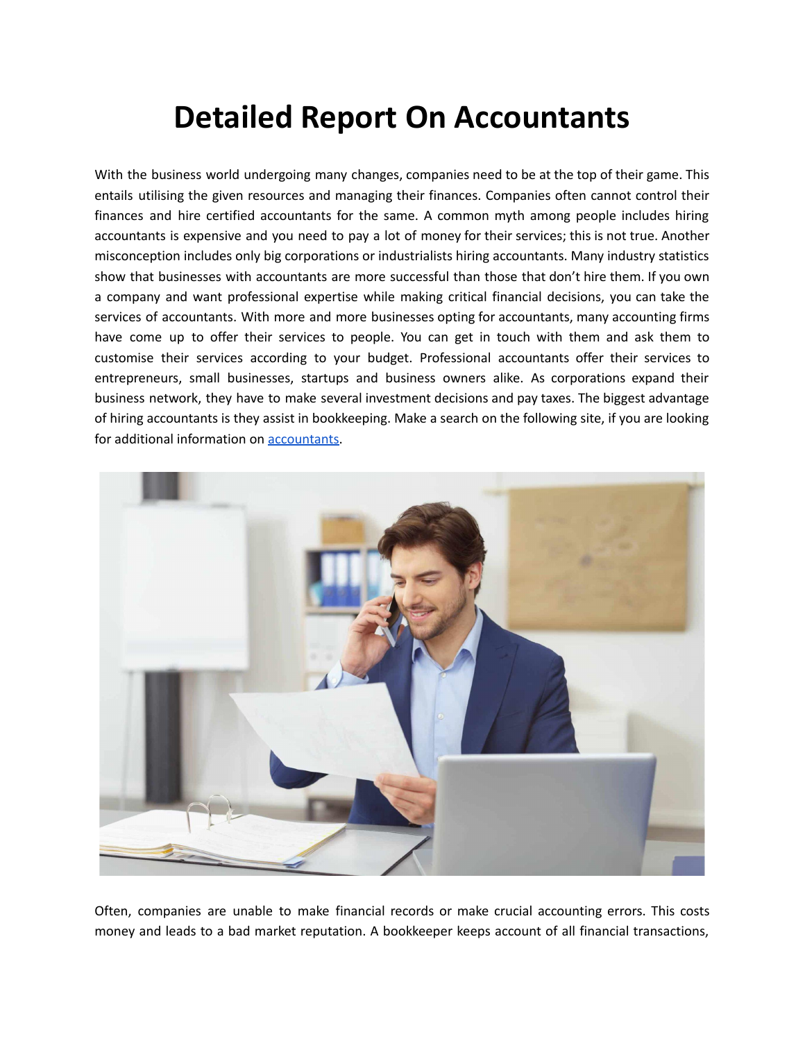# Detailed Report On Accountants

With the business world undergoing many changes, companies need to be at the top of their game. This entails utilising the given resources and managing their finances. Companies often cannot control their finances and hire certified accountants for the same. A common myth among people includes hiring accountants is expensive and you need to pay a lot of money for their services; this is not true. Another misconception includes only big corporations or industrialists hiring accountants. Many industry statistics show that businesses with accountants are more successful than those that don't hire them. If you own a company and want professional expertise while making critical financial decisions, you can take the services of accountants. With more and more businesses opting for accountants, many accounting firms have come up to offer their services to people. You can get in touch with them and ask them to customise their services according to your budget. Professional accountants offer their services to entrepreneurs, small businesses, startups and business owners alike. As corporations expand their business network, they have to make several investment decisions and pay taxes. The biggest advantage of hiring accountants is they assist in bookkeeping. Make a search on the following site, if you are looking for additional information on accountants.

Often, companies are unable to make financial records or make crucial accounting errors. This costs money and leads to a bad market reputation. A bookkeeper keeps account of all financial transactions,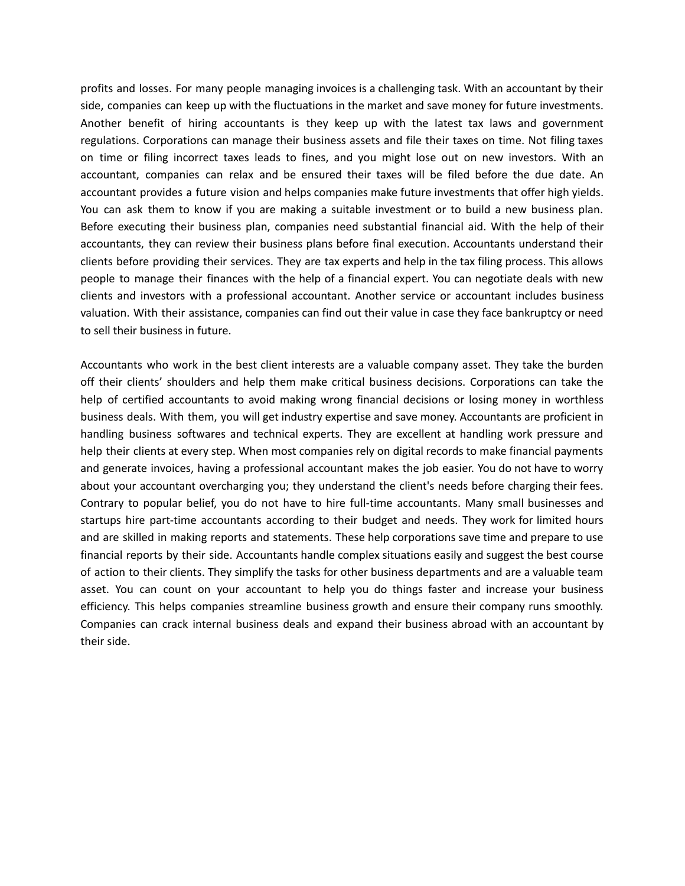profits and losses. For many people managing invoices is a challenging task. With an accountant by their side, companies can keep up with the fluctuations in the market and save money for future investments. Another benefit of hiring accountants is they keep up with the latest tax laws and government regulations. Corporations can manage their business assets and file their taxes on time. Not filing taxes on time or filing incorrect taxes leads to fines, and you might lose out on new investors. With an accountant, companies can relax and be ensured their taxes will be filed before the due date. An accountant provides a future vision and helps companies make future investments that offer high yields. You can ask them to know if you are making a suitable investment or to build a new business plan. Before executing their business plan, companies need substantial financial aid. With the help of their accountants, they can review their business plans before final execution. Accountants understand their clients before providing their services. They are tax experts and help in the tax filing process. This allows people to manage their finances with the help of a financial expert. You can negotiate deals with new clients and investors with a professional accountant. Another service or accountant includes business valuation. With their assistance, companies can find out their value in case they face bankruptcy or need to sell their business in future.

Accountants who work in the best client interests are a valuable company asset. They take the burden off their clients' shoulders and help them make critical business decisions. Corporations can take the help of certified accountants to avoid making wrong financial decisions or losing money in worthless business deals. With them, you will get industry expertise and save money. Accountants are proficient in handling business softwares and technical experts. They are excellent at handling work pressure and help their clients at every step. When most companies rely on digital records to make financial payments and generate invoices, having a professional accountant makes the job easier. You do not have to worry about your accountant overcharging you; they understand the client's needs before charging their fees. Contrary to popular belief, you do not have to hire full-time accountants. Many small businesses and startups hire part-time accountants according to their budget and needs. They work for limited hours and are skilled in making reports and statements. These help corporations save time and prepare to use financial reports by their side. Accountants handle complex situations easily and suggest the best course of action to their clients. They simplify the tasks for other business departments and are a valuable team asset. You can count on your accountant to help you do things faster and increase your business efficiency. This helps companies streamline business growth and ensure their company runs smoothly. Companies can crack internal business deals and expand their business abroad with an accountant by their side.